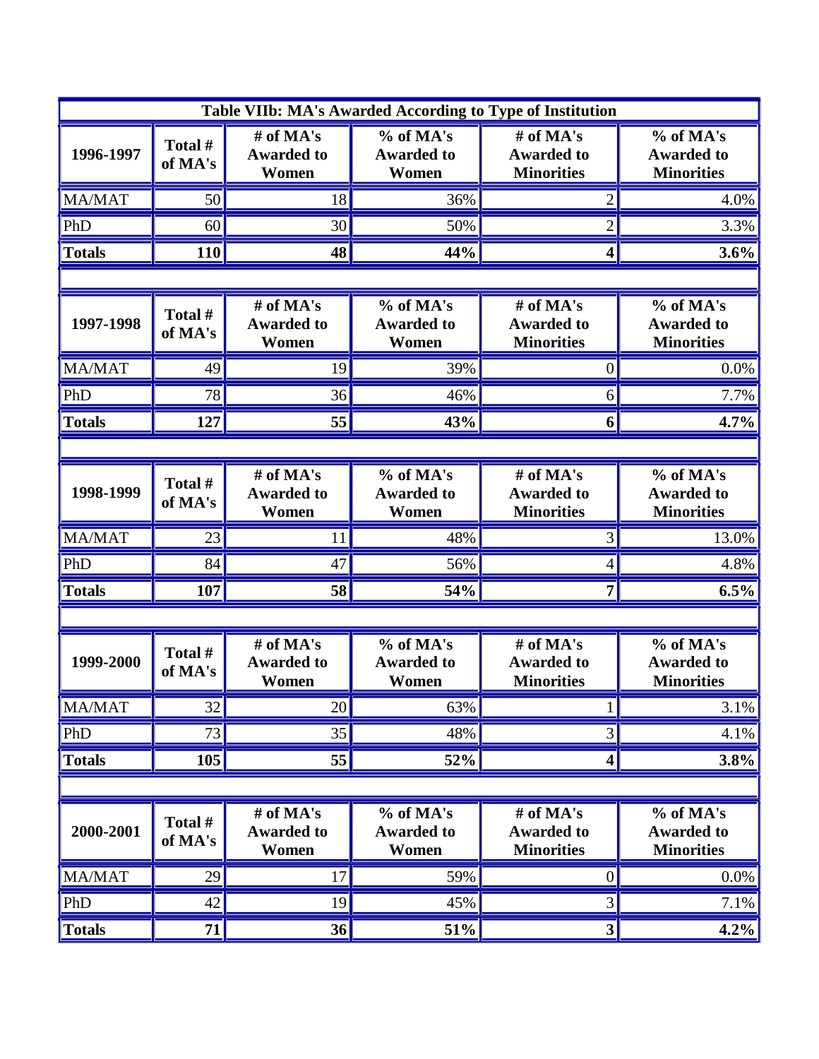**Table VIIb: MA's Awarded According to Type of Institution**

| 1996-1997 | Total # of MA's | # of MA's Awarded to Women | % of MA's Awarded to Women | # of MA's Awarded to Minorities | % of MA's Awarded to Minorities |
|---|---|---|---|---|---|
| MA/MAT | 50 | 18 | 36% | 2 | 4.0% |
| PhD | 60 | 30 | 50% | 2 | 3.3% |
| **Totals** | **110** | **48** | **44%** | **4** | **3.6%** |

| 1997-1998 | Total # of MA's | # of MA's Awarded to Women | % of MA's Awarded to Women | # of MA's Awarded to Minorities | % of MA's Awarded to Minorities |
|---|---|---|---|---|---|
| MA/MAT | 49 | 19 | 39% | 0 | 0.0% |
| PhD | 78 | 36 | 46% | 6 | 7.7% |
| **Totals** | **127** | **55** | **43%** | **6** | **4.7%** |

| 1998-1999 | Total # of MA's | # of MA's Awarded to Women | % of MA's Awarded to Women | # of MA's Awarded to Minorities | % of MA's Awarded to Minorities |
|---|---|---|---|---|---|
| MA/MAT | 23 | 11 | 48% | 3 | 13.0% |
| PhD | 84 | 47 | 56% | 4 | 4.8% |
| **Totals** | **107** | **58** | **54%** | **7** | **6.5%** |

| 1999-2000 | Total # of MA's | # of MA's Awarded to Women | % of MA's Awarded to Women | # of MA's Awarded to Minorities | % of MA's Awarded to Minorities |
|---|---|---|---|---|---|
| MA/MAT | 32 | 20 | 63% | 1 | 3.1% |
| PhD | 73 | 35 | 48% | 3 | 4.1% |
| **Totals** | **105** | **55** | **52%** | **4** | **3.8%** |

| 2000-2001 | Total # of MA's | # of MA's Awarded to Women | % of MA's Awarded to Women | # of MA's Awarded to Minorities | % of MA's Awarded to Minorities |
|---|---|---|---|---|---|
| MA/MAT | 29 | 17 | 59% | 0 | 0.0% |
| PhD | 42 | 19 | 45% | 3 | 7.1% |
| **Totals** | **71** | **36** | **51%** | **3** | **4.2%** |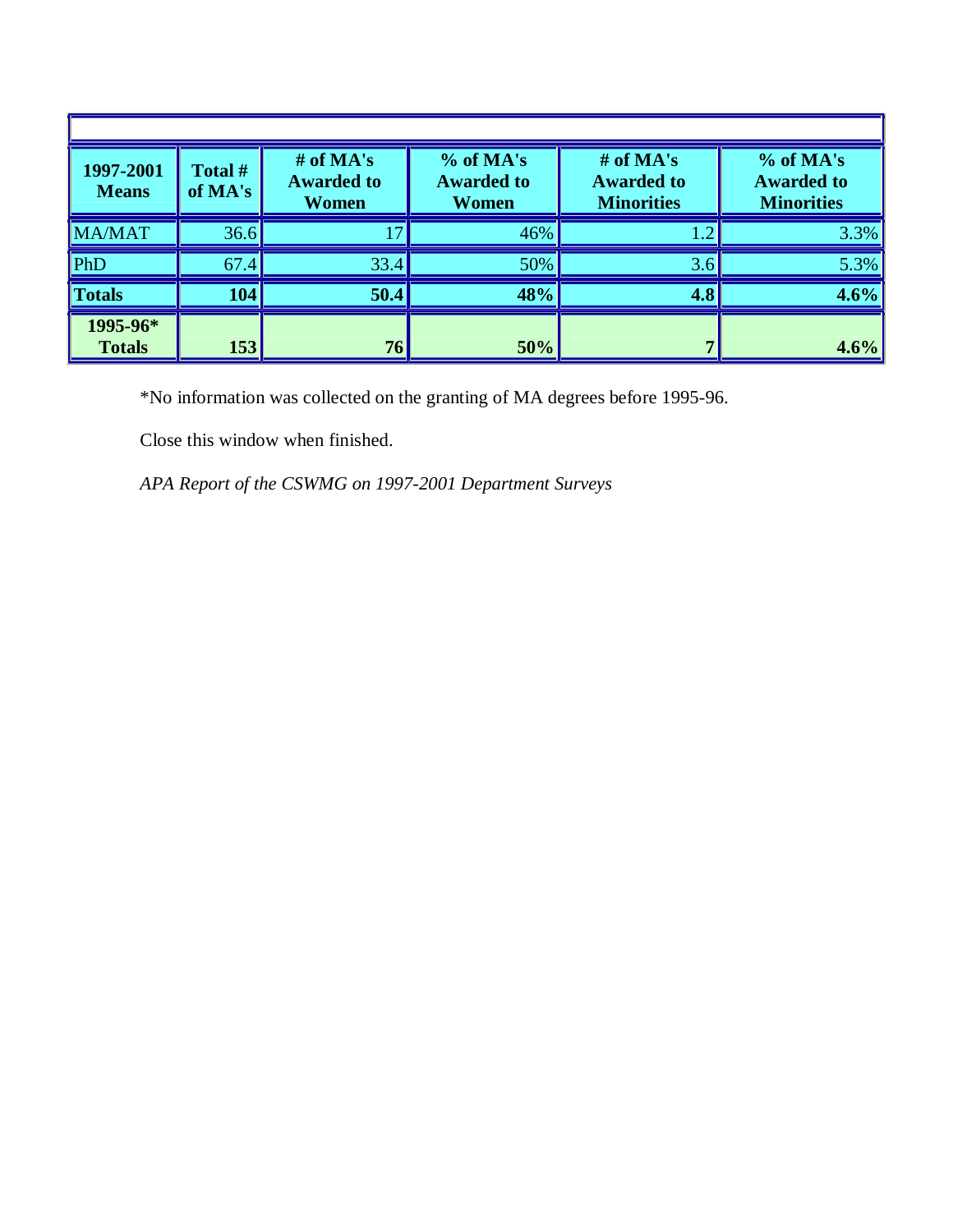| 1997-2001 Means | Total # of MA's | # of MA's Awarded to Women | % of MA's Awarded to Women | # of MA's Awarded to Minorities | % of MA's Awarded to Minorities |
|---|---|---|---|---|---|
| MA/MAT | 36.6 | 17 | 46% | 1.2 | 3.3% |
| PhD | 67.4 | 33.4 | 50% | 3.6 | 5.3% |
| **Totals** | **104** | **50.4** | **48%** | **4.8** | **4.6%** |
| **1995-96* Totals** | **153** | **76** | **50%** | **7** | **4.6%** |

*No information was collected on the granting of MA degrees before 1995-96.

Close this window when finished.

*APA Report of the CSWMG on 1997-2001 Department Surveys*